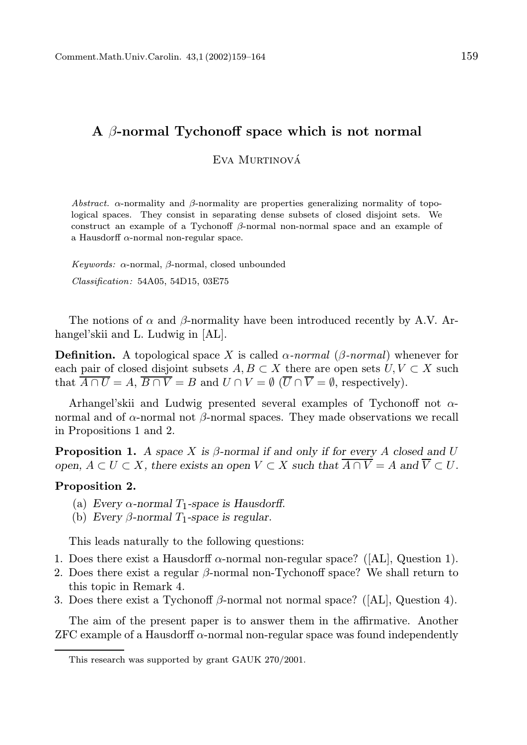# A $\beta$-normal Tychonoff space which is not normal

Eva Murtinová

*Abstract.* $\alpha$-normality and $\beta$-normality are properties generalizing normality of topological spaces. They consist in separating dense subsets of closed disjoint sets. We construct an example of a Tychonoff $\beta$-normal non-normal space and an example of a Hausdorff $\alpha$-normal non-regular space.

*Keywords:* $\alpha$-normal, $\beta$-normal, closed unbounded

*Classification:* 54A05, 54D15, 03E75

The notions of $\alpha$ and $\beta$-normality have been introduced recently by A.V. Arhangel'skii and L. Ludwig in [AL].

**Definition.** A topological space $X$ is called *$\alpha$-normal* (*$\beta$-normal*) whenever for each pair of closed disjoint subsets $A, B \subset X$ there are open sets $U, V \subset X$ such that $\overline{A \cap U} = A$, $\overline{B \cap V} = B$ and $U \cap V = \emptyset$ ($\overline{U} \cap \overline{V} = \emptyset$, respectively).

Arhangel'skii and Ludwig presented several examples of Tychonoff not $\alpha$-normal and of $\alpha$-normal not $\beta$-normal spaces. They made observations we recall in Propositions 1 and 2.

**Proposition 1.** *A space $X$ is $\beta$-normal if and only if for every $A$ closed and $U$ open, $A \subset U \subset X$, there exists an open $V \subset X$ such that $\overline{A \cap V} = A$ and $\overline{V} \subset U$.*

**Proposition 2.**

(a) *Every $\alpha$-normal $T_1$-space is Hausdorff.*

(b) *Every $\beta$-normal $T_1$-space is regular.*

This leads naturally to the following questions:

1. Does there exist a Hausdorff $\alpha$-normal non-regular space? ([AL], Question 1).
2. Does there exist a regular $\beta$-normal non-Tychonoff space? We shall return to this topic in Remark 4.
3. Does there exist a Tychonoff $\beta$-normal not normal space? ([AL], Question 4).

The aim of the present paper is to answer them in the affirmative. Another ZFC example of a Hausdorff $\alpha$-normal non-regular space was found independently

This research was supported by grant GAUK 270/2001.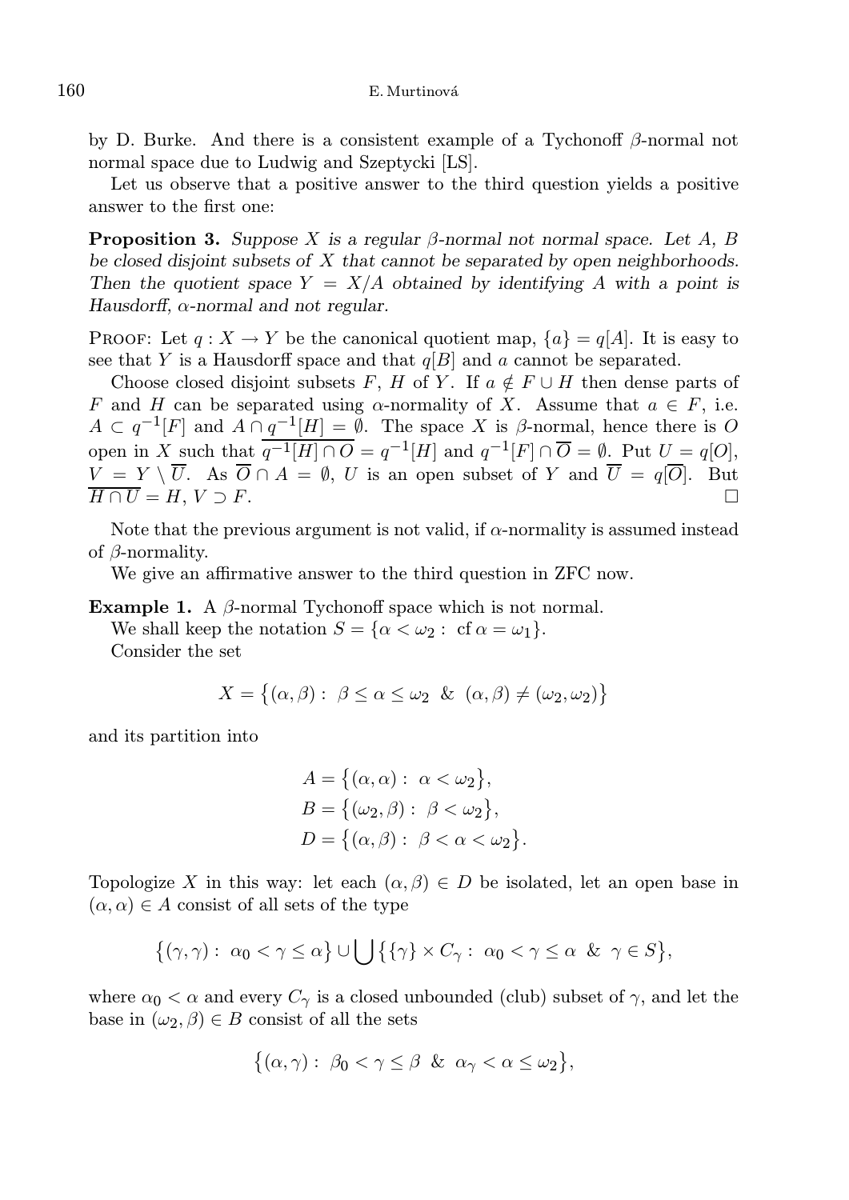by D. Burke. And there is a consistent example of a Tychonoff $\beta$-normal not normal space due to Ludwig and Szeptycki [LS].

Let us observe that a positive answer to the third question yields a positive answer to the first one:

**Proposition 3.** *Suppose $X$ is a regular $\beta$-normal not normal space. Let $A$, $B$ be closed disjoint subsets of $X$ that cannot be separated by open neighborhoods. Then the quotient space $Y = X/A$ obtained by identifying $A$ with a point is Hausdorff, $\alpha$-normal and not regular.*

PROOF: Let $q : X \to Y$ be the canonical quotient map, $\{a\} = q[A]$. It is easy to see that $Y$ is a Hausdorff space and that $q[B]$ and $a$ cannot be separated.

Choose closed disjoint subsets $F$, $H$ of $Y$. If $a \notin F \cup H$ then dense parts of $F$ and $H$ can be separated using $\alpha$-normality of $X$. Assume that $a \in F$, i.e. $A \subset q^{-1}[F]$ and $A \cap q^{-1}[H] = \emptyset$. The space $X$ is $\beta$-normal, hence there is $O$ open in $X$ such that $\overline{q^{-1}[H] \cap O} = q^{-1}[H]$ and $q^{-1}[F] \cap \overline{O} = \emptyset$. Put $U = q[O]$, $V = Y \setminus \overline{U}$. As $\overline{O} \cap A = \emptyset$, $U$ is an open subset of $Y$ and $\overline{U} = q[\overline{O}]$. But $\overline{H \cap U} = H$, $V \supset F$. $\square$

Note that the previous argument is not valid, if $\alpha$-normality is assumed instead of $\beta$-normality.

We give an affirmative answer to the third question in ZFC now.

**Example 1.** A $\beta$-normal Tychonoff space which is not normal.

We shall keep the notation $S = \{\alpha < \omega_2 : \operatorname{cf} \alpha = \omega_1\}$.

Consider the set

$$X = \big\{(\alpha, \beta) : \beta \leq \alpha \leq \omega_2 \;\; \& \;\; (\alpha, \beta) \neq (\omega_2, \omega_2)\big\}$$

and its partition into

$$\begin{aligned} A &= \big\{(\alpha, \alpha) : \alpha < \omega_2\big\}, \\ B &= \big\{(\omega_2, \beta) : \beta < \omega_2\big\}, \\ D &= \big\{(\alpha, \beta) : \beta < \alpha < \omega_2\big\}. \end{aligned}$$

Topologize $X$ in this way: let each $(\alpha, \beta) \in D$ be isolated, let an open base in $(\alpha, \alpha) \in A$ consist of all sets of the type

$$\big\{(\gamma, \gamma) : \alpha_0 < \gamma \leq \alpha\big\} \cup \bigcup \big\{\{\gamma\} \times C_\gamma : \alpha_0 < \gamma \leq \alpha \;\; \& \;\; \gamma \in S\big\},$$

where $\alpha_0 < \alpha$ and every $C_\gamma$ is a closed unbounded (club) subset of $\gamma$, and let the base in $(\omega_2, \beta) \in B$ consist of all the sets

$$\big\{(\alpha, \gamma) : \beta_0 < \gamma \leq \beta \;\; \& \;\; \alpha_\gamma < \alpha \leq \omega_2\big\},$$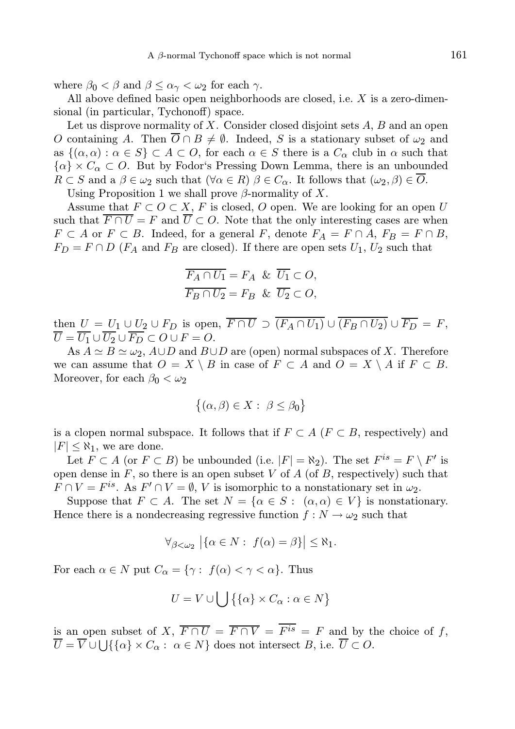where $\beta_0 < \beta$ and $\beta \leq \alpha_\gamma < \omega_2$ for each $\gamma$.

All above defined basic open neighborhoods are closed, i.e. $X$ is a zero-dimensional (in particular, Tychonoff) space.

Let us disprove normality of $X$. Consider closed disjoint sets $A$, $B$ and an open $O$ containing $A$. Then $\overline{O} \cap B \neq \emptyset$. Indeed, $S$ is a stationary subset of $\omega_2$ and as $\{(\alpha, \alpha) : \alpha \in S\} \subset A \subset O$, for each $\alpha \in S$ there is a $C_\alpha$ club in $\alpha$ such that $\{\alpha\} \times C_\alpha \subset O$. But by Fodor's Pressing Down Lemma, there is an unbounded $R \subset S$ and a $\beta \in \omega_2$ such that $(\forall \alpha \in R)\ \beta \in C_\alpha$. It follows that $(\omega_2, \beta) \in \overline{O}$.

Using Proposition 1 we shall prove $\beta$-normality of $X$.

Assume that $F \subset O \subset X$, $F$ is closed, $O$ open. We are looking for an open $U$ such that $\overline{F \cap U} = F$ and $\overline{U} \subset O$. Note that the only interesting cases are when $F \subset A$ or $F \subset B$. Indeed, for a general $F$, denote $F_A = F \cap A$, $F_B = F \cap B$, $F_D = F \cap D$ ($F_A$ and $F_B$ are closed). If there are open sets $U_1$, $U_2$ such that

$$\overline{F_A \cap U_1} = F_A \ \ \& \ \ \overline{U_1} \subset O,$$
$$\overline{F_B \cap U_2} = F_B \ \ \& \ \ \overline{U_2} \subset O,$$

then $U = U_1 \cup U_2 \cup F_D$ is open, $\overline{F \cap U} \supset \overline{(F_A \cap U_1)} \cup \overline{(F_B \cap U_2)} \cup \overline{F_D} = F$, $\overline{U} = \overline{U_1} \cup \overline{U_2} \cup \overline{F_D} \subset O \cup F = O$.

As $A \simeq B \simeq \omega_2$, $A \cup D$ and $B \cup D$ are (open) normal subspaces of $X$. Therefore we can assume that $O = X \setminus B$ in case of $F \subset A$ and $O = X \setminus A$ if $F \subset B$. Moreover, for each $\beta_0 < \omega_2$

$$\big\{(\alpha, \beta) \in X : \ \beta \leq \beta_0\big\}$$

is a clopen normal subspace. It follows that if $F \subset A$ ($F \subset B$, respectively) and $|F| \leq \aleph_1$, we are done.

Let $F \subset A$ (or $F \subset B$) be unbounded (i.e. $|F| = \aleph_2$). The set $F^{is} = F \setminus F'$ is open dense in $F$, so there is an open subset $V$ of $A$ (of $B$, respectively) such that $F \cap V = F^{is}$. As $F' \cap V = \emptyset$, $V$ is isomorphic to a nonstationary set in $\omega_2$.

Suppose that $F \subset A$. The set $N = \{\alpha \in S : \ (\alpha, \alpha) \in V\}$ is nonstationary. Hence there is a nondecreasing regressive function $f : N \to \omega_2$ such that

$$\forall_{\beta < \omega_2} \ \big|\{\alpha \in N : \ f(\alpha) = \beta\}\big| \leq \aleph_1.$$

For each $\alpha \in N$ put $C_\alpha = \{\gamma : \ f(\alpha) < \gamma < \alpha\}$. Thus

$$U = V \cup \bigcup \big\{\{\alpha\} \times C_\alpha : \alpha \in N\big\}$$

is an open subset of $X$, $\overline{F \cap U} = \overline{F \cap V} = \overline{F^{is}} = F$ and by the choice of $f$, $\overline{U} = \overline{V} \cup \bigcup\{\{\alpha\} \times C_\alpha : \ \alpha \in N\}$ does not intersect $B$, i.e. $\overline{U} \subset O$.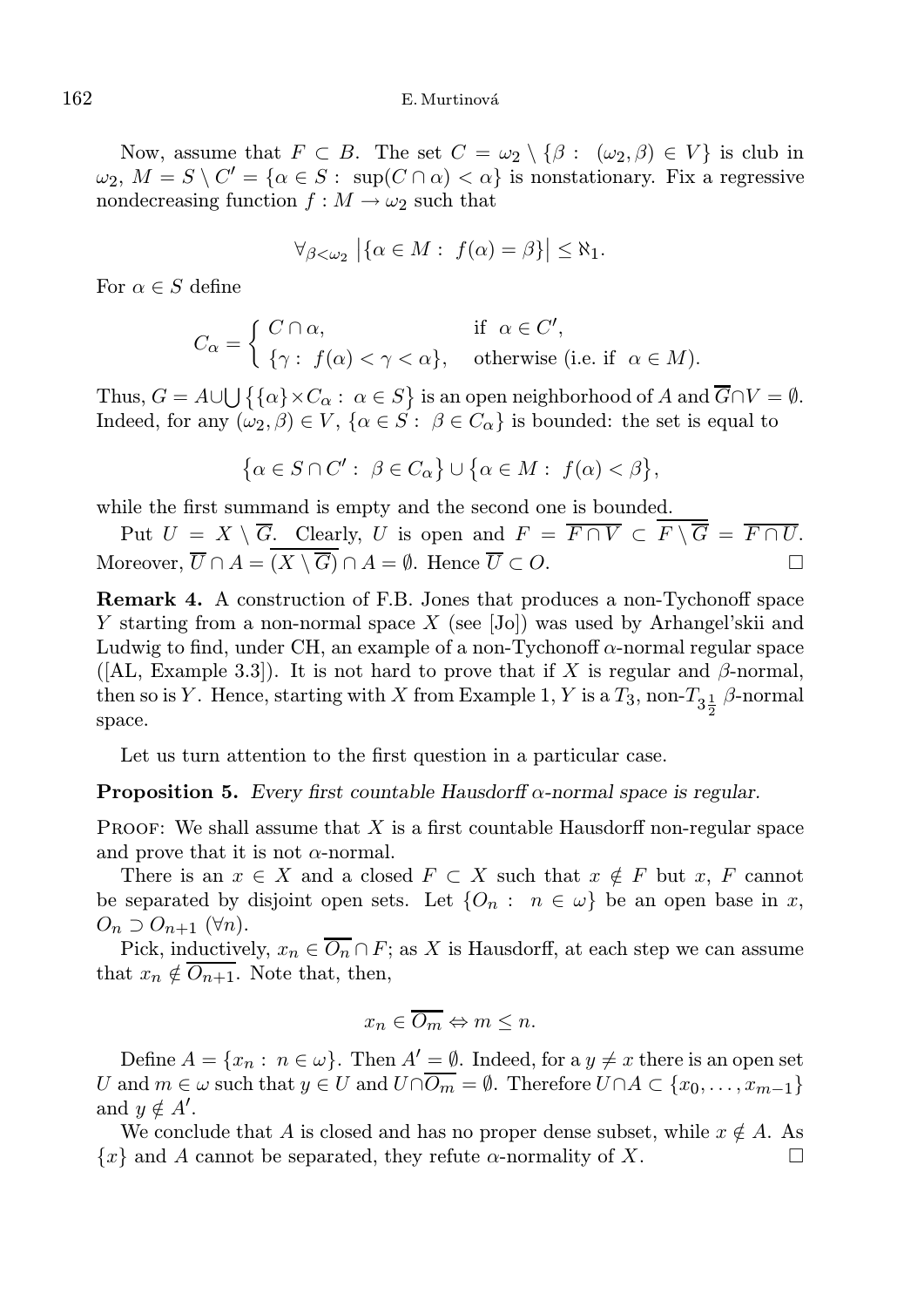Now, assume that $F \subset B$. The set $C = \omega_2 \setminus \{\beta : (\omega_2, \beta) \in V\}$ is club in $\omega_2$, $M = S \setminus C' = \{\alpha \in S : \sup(C \cap \alpha) < \alpha\}$ is nonstationary. Fix a regressive nondecreasing function $f : M \to \omega_2$ such that

$$\forall_{\beta < \omega_2} \left|\{\alpha \in M : f(\alpha) = \beta\}\right| \leq \aleph_1.$$

For $\alpha \in S$ define

$$C_\alpha = \begin{cases} C \cap \alpha, & \text{if } \alpha \in C', \\ \{\gamma : f(\alpha) < \gamma < \alpha\}, & \text{otherwise (i.e. if } \alpha \in M). \end{cases}$$

Thus, $G = A \cup \bigcup \{\{\alpha\} \times C_\alpha : \alpha \in S\}$ is an open neighborhood of $A$ and $\overline{G} \cap V = \emptyset$. Indeed, for any $(\omega_2, \beta) \in V$, $\{\alpha \in S : \beta \in C_\alpha\}$ is bounded: the set is equal to

$$\{\alpha \in S \cap C' : \beta \in C_\alpha\} \cup \{\alpha \in M : f(\alpha) < \beta\},$$

while the first summand is empty and the second one is bounded.

Put $U = X \setminus \overline{G}$. Clearly, $U$ is open and $F = \overline{F \cap V} \subset \overline{F \setminus \overline{G}} = \overline{F \cap U}$. Moreover, $\overline{U} \cap A = \overline{(X \setminus \overline{G})} \cap A = \emptyset$. Hence $\overline{U} \subset O$. $\square$

**Remark 4.** A construction of F.B. Jones that produces a non-Tychonoff space $Y$ starting from a non-normal space $X$ (see [Jo]) was used by Arhangel'skii and Ludwig to find, under CH, an example of a non-Tychonoff $\alpha$-normal regular space ([AL, Example 3.3]). It is not hard to prove that if $X$ is regular and $\beta$-normal, then so is $Y$. Hence, starting with $X$ from Example 1, $Y$ is a $T_3$, non-$T_{3\frac{1}{2}}$ $\beta$-normal space.

Let us turn attention to the first question in a particular case.

**Proposition 5.** *Every first countable Hausdorff $\alpha$-normal space is regular.*

PROOF: We shall assume that $X$ is a first countable Hausdorff non-regular space and prove that it is not $\alpha$-normal.

There is an $x \in X$ and a closed $F \subset X$ such that $x \notin F$ but $x$, $F$ cannot be separated by disjoint open sets. Let $\{O_n : n \in \omega\}$ be an open base in $x$, $O_n \supset O_{n+1}$ $(\forall n)$.

Pick, inductively, $x_n \in \overline{O_n} \cap F$; as $X$ is Hausdorff, at each step we can assume that $x_n \notin \overline{O_{n+1}}$. Note that, then,

$$x_n \in \overline{O_m} \Leftrightarrow m \leq n.$$

Define $A = \{x_n : n \in \omega\}$. Then $A' = \emptyset$. Indeed, for a $y \neq x$ there is an open set $U$ and $m \in \omega$ such that $y \in U$ and $U \cap \overline{O_m} = \emptyset$. Therefore $U \cap A \subset \{x_0, \dots, x_{m-1}\}$ and $y \notin A'$.

We conclude that $A$ is closed and has no proper dense subset, while $x \notin A$. As $\{x\}$ and $A$ cannot be separated, they refute $\alpha$-normality of $X$. $\square$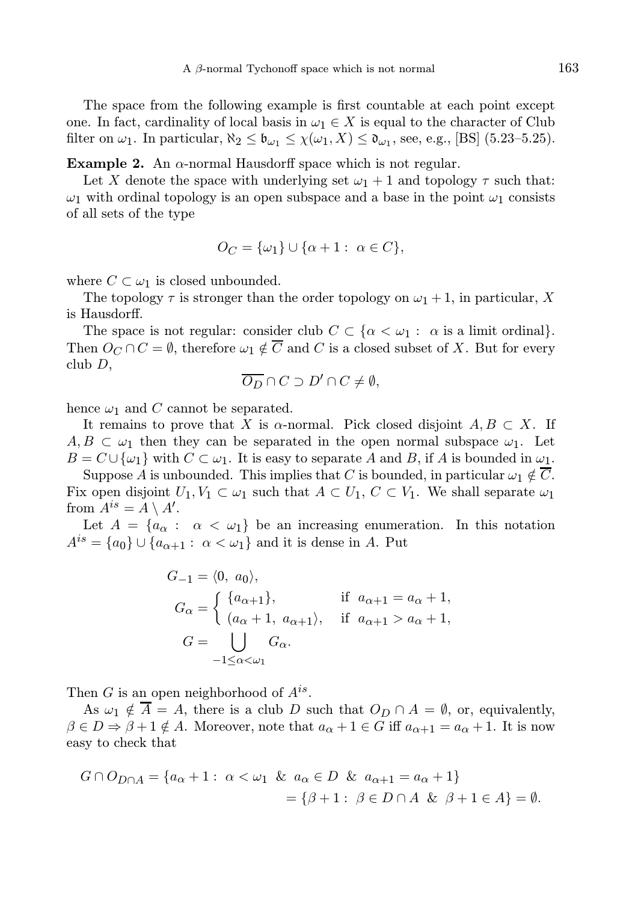The space from the following example is first countable at each point except one. In fact, cardinality of local basis in $\omega_1 \in X$ is equal to the character of Club filter on $\omega_1$. In particular, $\aleph_2 \le \mathfrak{b}_{\omega_1} \le \chi(\omega_1, X) \le \mathfrak{d}_{\omega_1}$, see, e.g., [BS] (5.23–5.25).

**Example 2.** An $\alpha$-normal Hausdorff space which is not regular.

Let $X$ denote the space with underlying set $\omega_1 + 1$ and topology $\tau$ such that: $\omega_1$ with ordinal topology is an open subspace and a base in the point $\omega_1$ consists of all sets of the type

$$O_C = \{\omega_1\} \cup \{\alpha + 1 : \ \alpha \in C\},$$

where $C \subset \omega_1$ is closed unbounded.

The topology $\tau$ is stronger than the order topology on $\omega_1 + 1$, in particular, $X$ is Hausdorff.

The space is not regular: consider club $C \subset \{\alpha < \omega_1 : \ \alpha \text{ is a limit ordinal}\}$. Then $O_C \cap C = \emptyset$, therefore $\omega_1 \notin \overline{C}$ and $C$ is a closed subset of $X$. But for every club $D$,

$$\overline{O_D} \cap C \supset D' \cap C \neq \emptyset,$$

hence $\omega_1$ and $C$ cannot be separated.

It remains to prove that $X$ is $\alpha$-normal. Pick closed disjoint $A, B \subset X$. If $A, B \subset \omega_1$ then they can be separated in the open normal subspace $\omega_1$. Let $B = C \cup \{\omega_1\}$ with $C \subset \omega_1$. It is easy to separate $A$ and $B$, if $A$ is bounded in $\omega_1$.

Suppose $A$ is unbounded. This implies that $C$ is bounded, in particular $\omega_1 \notin \overline{C}$. Fix open disjoint $U_1, V_1 \subset \omega_1$ such that $A \subset U_1$, $C \subset V_1$. We shall separate $\omega_1$ from $A^{is} = A \setminus A'$.

Let $A = \{a_\alpha : \ \alpha < \omega_1\}$ be an increasing enumeration. In this notation $A^{is} = \{a_0\} \cup \{a_{\alpha+1} : \ \alpha < \omega_1\}$ and it is dense in $A$. Put

$$G_{-1} = \langle 0, \ a_0 \rangle,$$

$$G_\alpha = \begin{cases} \{a_{\alpha+1}\}, & \text{if } \ a_{\alpha+1} = a_\alpha + 1, \\ (a_\alpha + 1, \ a_{\alpha+1}\rangle, & \text{if } \ a_{\alpha+1} > a_\alpha + 1, \end{cases}$$

$$G = \bigcup_{-1 \le \alpha < \omega_1} G_\alpha.$$

Then $G$ is an open neighborhood of $A^{is}$.

As $\omega_1 \notin \overline{A} = A$, there is a club $D$ such that $O_D \cap A = \emptyset$, or, equivalently, $\beta \in D \Rightarrow \beta + 1 \notin A$. Moreover, note that $a_\alpha + 1 \in G$ iff $a_{\alpha+1} = a_\alpha + 1$. It is now easy to check that

$$G \cap O_{D \cap A} = \{a_\alpha + 1 : \ \alpha < \omega_1 \ \& \ a_\alpha \in D \ \& \ a_{\alpha+1} = a_\alpha + 1\}$$
$$= \{\beta + 1 : \ \beta \in D \cap A \ \& \ \beta + 1 \in A\} = \emptyset.$$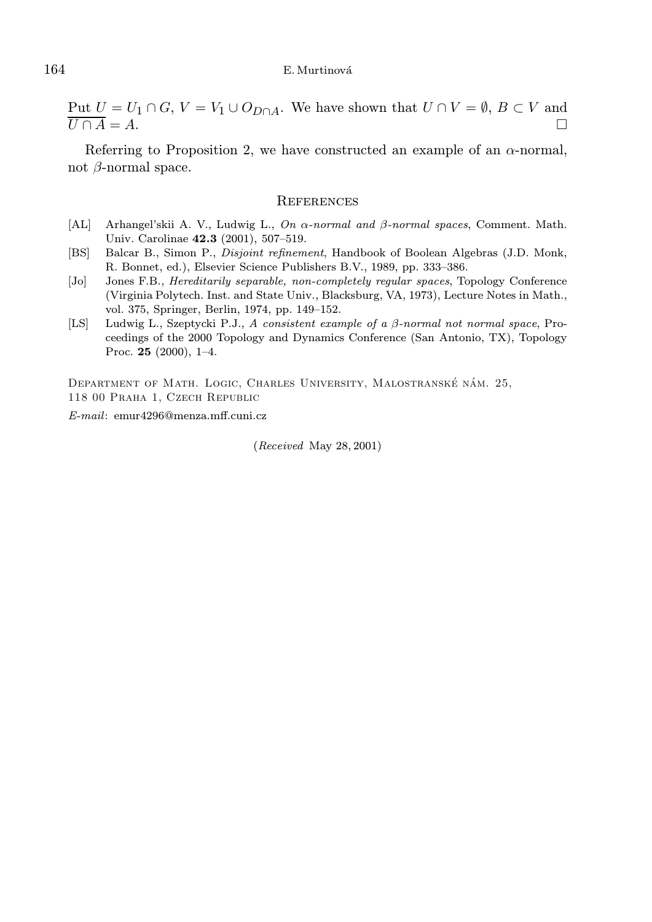Put $U = U_1 \cap G$, $V = V_1 \cup O_{D \cap A}$. We have shown that $U \cap V = \emptyset$, $B \subset V$ and $\overline{U \cap A} = A$. $\square$

Referring to Proposition 2, we have constructed an example of an $\alpha$-normal, not $\beta$-normal space.

## References

- [AL] Arhangel'skii A. V., Ludwig L., *On $\alpha$-normal and $\beta$-normal spaces*, Comment. Math. Univ. Carolinae **42.3** (2001), 507–519.
- [BS] Balcar B., Simon P., *Disjoint refinement*, Handbook of Boolean Algebras (J.D. Monk, R. Bonnet, ed.), Elsevier Science Publishers B.V., 1989, pp. 333–386.
- [Jo] Jones F.B., *Hereditarily separable, non-completely regular spaces*, Topology Conference (Virginia Polytech. Inst. and State Univ., Blacksburg, VA, 1973), Lecture Notes in Math., vol. 375, Springer, Berlin, 1974, pp. 149–152.
- [LS] Ludwig L., Szeptycki P.J., *A consistent example of a $\beta$-normal not normal space*, Proceedings of the 2000 Topology and Dynamics Conference (San Antonio, TX), Topology Proc. **25** (2000), 1–4.

Department of Math. Logic, Charles University, Malostranské nám. 25, 118 00 Praha 1, Czech Republic

*E-mail*: emur4296@menza.mff.cuni.cz

(*Received* May 28, 2001)